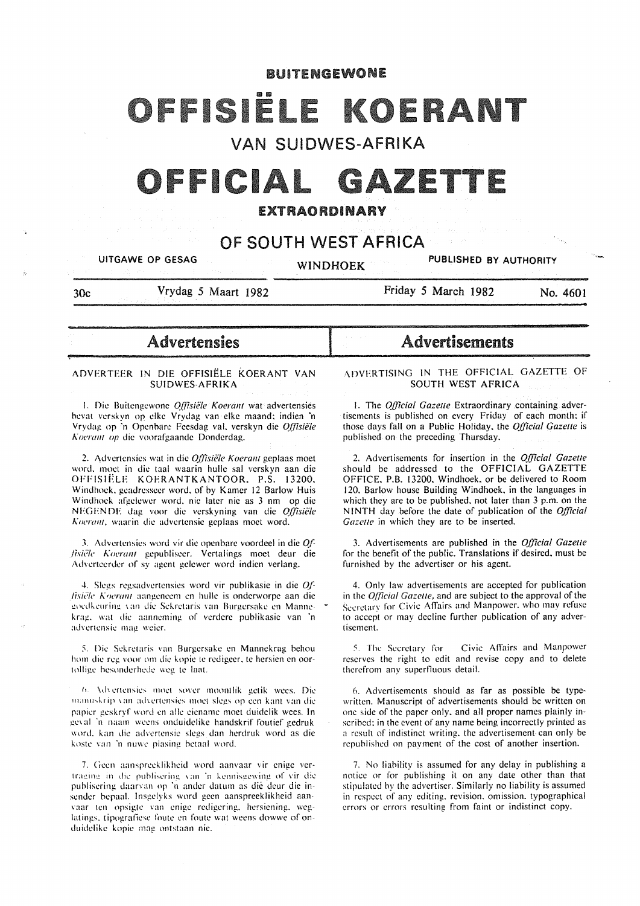**BUITENGEWONE**

# OFFISIËLE KOERANT

## VAN SUIDWES-AFRIKA

# OFFICIAL GAZETTE

**EXTRAORDINARY**

## OF SOUTH WEST AFRICA

UITGAWE OP GESAG — WINDHOEK — PUBLISHED BY AUTHORITY

30c — Vrydag 5 Maart 1982 — Friday 5 March 1982 — No. 4601

## Advertensies

ADVERTEER IN DIE OFFISIËLE KOERANT VAN SUIDWES-AFRIKA

1. Die Buitengewone *Offisiële Koerant* wat advertensies bevat verskyn op elke Vrydag van elke maand; indien 'n Vrydag op 'n Openbare Feesdag val, verskyn die *Offisiële Koerant op* die voorafgaande Donderdag.

2. Advertensies wat in die *Offisiële Koerant* geplaas moet word, moet in die taal waarin hulle sal verskyn aan die OFFISIËLE KOERANTKANTOOR, P.S. 13200, Windhoek, geadresseer word, of by Kamer 12 Barlow Huis Windhoek afgelewer word, nie later nie as 3 nm op die NEGENDE dag voor die verskyning van die *Offisiële Koerant*, waarin die advertensie geplaas moet word.

3. Advertensies word vir die openbare voordeel in die *Offisiële Koerant* gepubliseer. Vertalings moet deur die Adverteerder of sy agent gelewer word indien verlang.

4. Slegs regsadvertensies word vir publikasie in die *Offisiële Koerant* aangeneem en hulle is onderworpe aan die goedkeuring van die Sekretaris van Burgersake en Mannekrag, wat die aanneming of verdere publikasie van 'n advertensie mag weier.

5. Die Sekretaris van Burgersake en Mannekrag behou hom die reg voor om die kopie te redigeer, te hersien en oortollige besonderhede weg te laat.

6. Advertensies moet sover moontlik getik wees. Die manuskrip van advertensies moet slegs op een kant van die papier geskryf word en alle eiename moet duidelik wees. In geval 'n naam weens onduidelike handskrif foutief gedruk word, kan die advertensie slegs dan herdruk word as die koste van 'n nuwe plasing betaal word.

7. Geen aanspreeklikheid word aanvaar vir enige vertraging in die publisering van 'n kennisgewing of vir die publisering daarvan op 'n ander datum as die deur die insender bepaal. Insgelyks word geen aanspreeklikheid aanvaar ten opsigte van enige redigering, hersiening, weglatings, tipografiese foute en foute wat weens dowwe of onduidelike kopie mag ontstaan nie.

## Advertisements

ADVERTISING IN THE OFFICIAL GAZETTE OF SOUTH WEST AFRICA

1. The *Official Gazette* Extraordinary containing advertisements is published on every Friday of each month; if those days fall on a Public Holiday, the *Official Gazette* is published on the preceding Thursday.

2. Advertisements for insertion in the *Official Gazette* should be addressed to the OFFICIAL GAZETTE OFFICE, P.B. 13200, Windhoek, or be delivered to Room 120, Barlow house Building Windhoek, in the languages in which they are to be published, not later than 3 p.m. on the NINTH day before the date of publication of the *Official Gazette* in which they are to be inserted.

3. Advertisements are published in the *Official Gazette* for the benefit of the public. Translations if desired, must be furnished by the advertiser or his agent.

4. Only law advertisements are accepted for publication in the *Official Gazette*, and are subject to the approval of the Secretary for Civic Affairs and Manpower, who may refuse to accept or may decline further publication of any advertisement.

5. The Secretary for Civic Affairs and Manpower reserves the right to edit and revise copy and to delete therefrom any superfluous detail.

6. Advertisements should as far as possible be typewritten. Manuscript of advertisements should be written on one side of the paper only, and all proper names plainly inscribed; in the event of any name being incorrectly printed as a result of indistinct writing, the advertisement can only be republished on payment of the cost of another insertion.

7. No liability is assumed for any delay in publishing a notice or for publishing it on any date other than that stipulated by the advertiser. Similarly no liability is assumed in respect of any editing, revision, omission, typographical errors or errors resulting from faint or indistinct copy.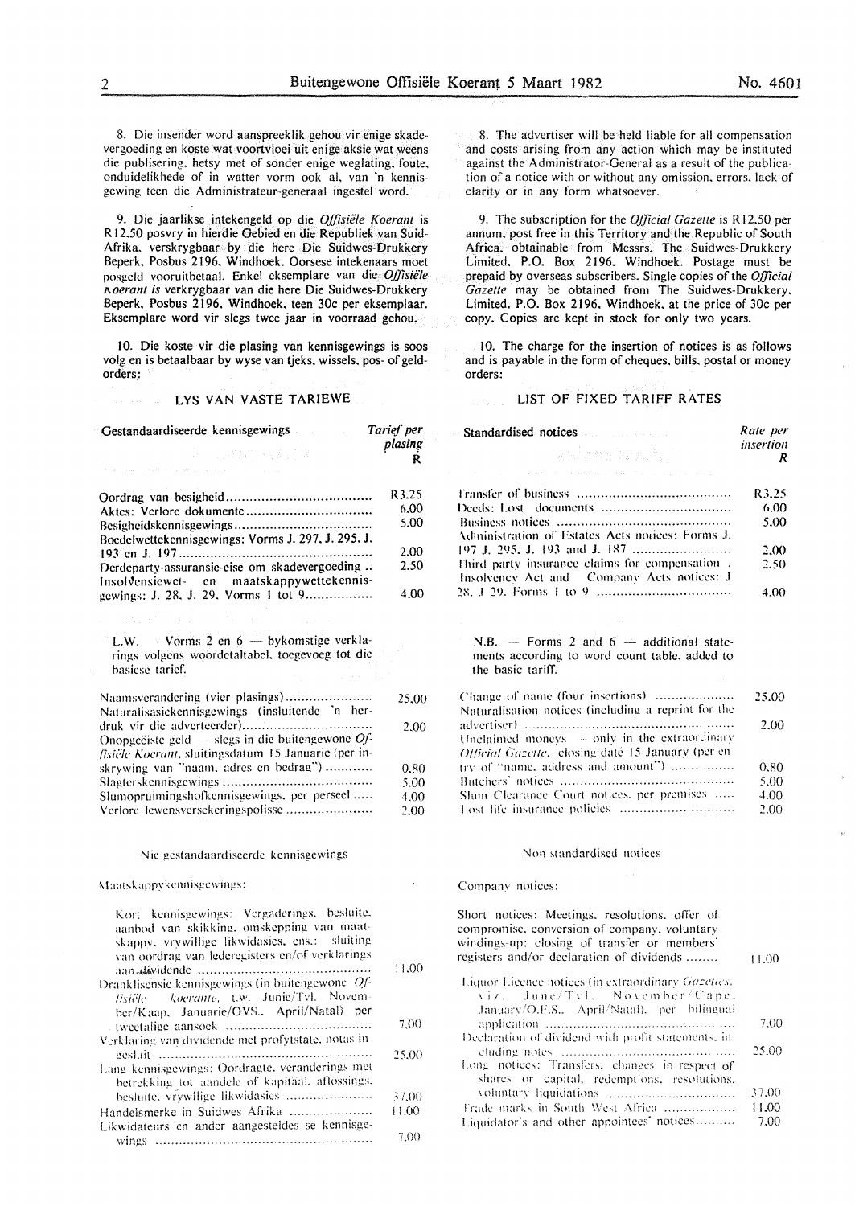8. Die insender word aanspreeklik gehou vir enige skadevergoeding en koste wat voortvloei uit enige aksie wat weens die publisering, hetsy met of sonder enige weglating, foute, onduidelikhede of in watter vorm ook al, van 'n kennisgewing teen die Administrateur-generaal ingestel word.

9. Die jaarlikse intekengeld op die *Offisiële Koerant* is R12,50 posvry in hierdie Gebied en die Republiek van Suid-Afrika, verskrygbaar by die here Die Suidwes-Drukkery Beperk, Posbus 2196, Windhoek. Oorsese intekenaars moet posgeld vooruitbetaal. Enkel eksemplare van die *Offisiële Koerant is* verkrygbaar van die here Die Suidwes-Drukkery Beperk, Posbus 2196, Windhoek, teen 30c per eksemplaar. Eksemplare word vir slegs twee jaar in voorraad gehou.

10. Die koste vir die plasing van kennisgewings is soos volg en is betaalbaar by wyse van tjeks, wissels, pos- of geldorders:

## LYS VAN VASTE TARIEWE

| Gestandaardiseerde kennisgewings | *Tarief per plasing* R |
|---|---|
| Oordrag van besigheid | R3.25 |
| Aktes: Verlore dokumente | 6.00 |
| Besigheidskennisgewings | 5.00 |
| Boedelwettekennisgewings: Vorms J. 297, J. 295, J. 193 en J. 197 | 2.00 |
| Derdeparty-assuransie-eise om skadevergoeding | 2.50 |
| Insolvensiewet- en maatskappywettekennisgewings: J. 28, J. 29, Vorms 1 tot 9 | 4.00 |

L.W. — Vorms 2 en 6 — bykomstige verklarings volgens woordetaltabel, toegevoeg tot die basiese tarief.

| | |
|---|---|
| Naamsverandering (vier plasings) | 25.00 |
| Naturalisasiekennisgewings (insluitende 'n herdruk vir die adverteerder) | 2.00 |
| Onopgeëiste geld — slegs in die buitengewone *Offisiële Koerant*, sluitingsdatum 15 Januarie (per inskrywing van "naam, adres en bedrag") | 0.80 |
| Slagterskennisgewings | 5.00 |
| Slumopruimingshofkennisgewings, per perseel | 4.00 |
| Verlore lewensversekeringspolisse | 2.00 |

### Nie gestandaardiseerde kennisgewings

Maatskappykennisgewings:

| | |
|---|---|
| Kort kennisgewings: Vergaderings, besluite, aanbod van skikking, omskepping van maatskappy, vrywillige likwidasies, ens.: sluiting van oordrag van lederegisters en/of verklarings aan dividende | 11.00 |
| Dranklisensie kennisgewings (in buitengewone *Offisiële koerante*, t.w. Junie/Tvl. November/Kaap, Januarie/OVS., April/Natal) per tweetalige aansoek | 7.00 |
| Verklaring van dividende met profytstate, notas ingesluit | 25.00 |
| Lang kennisgewings: Oordragte, veranderings met betrekking tot aandele of kapitaal, aflossings, besluite, vrywillige likwidasies | 37.00 |
| Handelsmerke in Suidwes Afrika | 11.00 |
| Likwidateurs en ander aangesteldes se kennisgewings | 7.00 |

8. The advertiser will be held liable for all compensation and costs arising from any action which may be instituted against the Administrator-General as a result of the publication of a notice with or without any omission, errors, lack of clarity or in any form whatsoever.

9. The subscription for the *Official Gazette* is R12,50 per annum, post free in this Territory and the Republic of South Africa, obtainable from Messrs. The Suidwes-Drukkery Limited, P.O. Box 2196, Windhoek. Postage must be prepaid by overseas subscribers. Single copies of the *Official Gazette* may be obtained from The Suidwes-Drukkery, Limited, P.O. Box 2196, Windhoek, at the price of 30c per copy. Copies are kept in stock for only two years.

10. The charge for the insertion of notices is as follows and is payable in the form of cheques, bills, postal or money orders:

## LIST OF FIXED TARIFF RATES

| Standardised notices | *Rate per insertion* R |
|---|---|
| Transfer of business | R3.25 |
| Deeds: Lost documents | 6.00 |
| Business notices | 5.00 |
| Administration of Estates Acts notices: Forms J. 197 J. 295, J. 193 and J. 187 | 2.00 |
| Third party insurance claims for compensation | 2.50 |
| Insolvency Act and Company Acts notices: J 28, J 29, Forms 1 to 9 | 4.00 |

N.B. — Forms 2 and 6 — additional statements according to word count table, added to the basic tariff.

| | |
|---|---|
| Change of name (four insertions) | 25.00 |
| Naturalisation notices (including a reprint for the advertiser) | 2.00 |
| Unclaimed moneys — only in the extraordinary *Official Gazette*, closing date 15 January (per entry of "name, address and amount") | 0.80 |
| Butchers' notices | 5.00 |
| Slum Clearance Court notices, per premises | 4.00 |
| Lost life insurance policies | 2.00 |

### Non standardised notices

Company notices:

| | |
|---|---|
| Short notices: Meetings, resolutions, offer of compromise, conversion of company, voluntary windings-up: closing of transfer or members' registers and/or declaration of dividends | 11.00 |
| Liquor Licence notices (in extraordinary *Gazettes*, viz. June/Tvl. November/Cape, January/O.F.S., April/Natal), per bilingual application | 7.00 |
| Declaration of dividends with profit statements, including notes | 25.00 |
| Long notices: Transfers, changes in respect of shares or capital, redemptions, resolutions, voluntary liquidations | 37.00 |
| Trade marks in South West Africa | 11.00 |
| Liquidator's and other appointees' notices | 7.00 |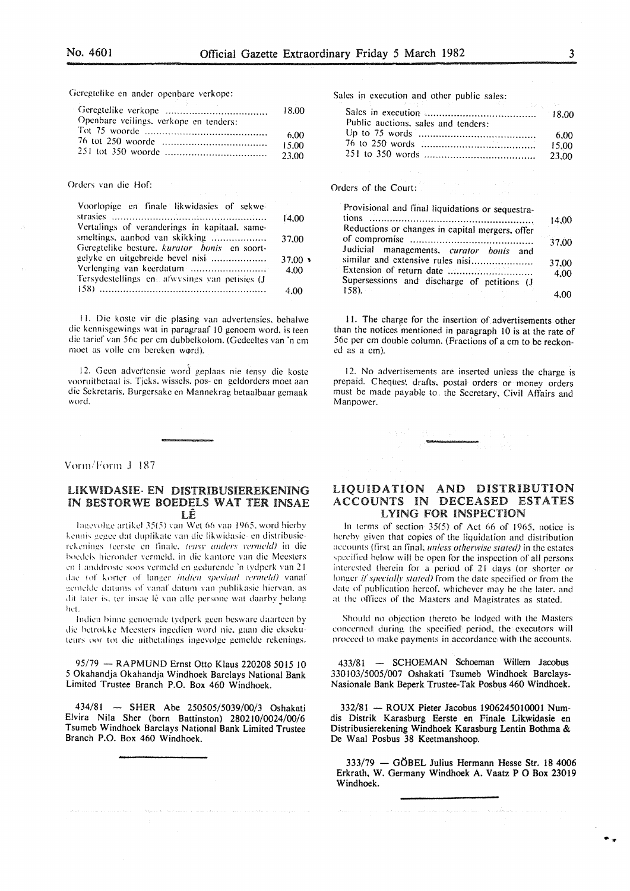Geregtelike en ander openbare verkope:

| | |
|---|---|
| Geregtelike verkope | 18.00 |
| Openbare veilings, verkope en tenders: | |
| Tot 75 woorde | 6.00 |
| 76 tot 250 woorde | 15.00 |
| 251 tot 350 woorde | 23.00 |

Orders van die Hof:

| | |
|---|---|
| Voorlopige en finale likwidasies of sekwestrasies | 14.00 |
| Vertalings of veranderings in kapitaal, samesmeltings, aanbod van skikking | 37.00 |
| Geregtelike besture, *kurator bonis* en soortgelyke en uitgebreide bevel nisi | 37.00 |
| Verlenging van keerdatum | 4.00 |
| Tersydestellings en afwysings van petisies (J 158) | 4.00 |

11. Die koste vir die plasing van advertensies, behalwe die kennisgewings wat in paragraaf 10 genoem word, is teen die tarief van 56c per cm dubbelkolom. (Gedeeltes van 'n cm moet as volle cm bereken word).

12. Geen advertensie word geplaas nie tensy die koste vooruitbetaal is. Tjeks, wissels, pos- en geldorders moet aan die Sekretaris, Burgersake en Mannekrag betaalbaar gemaak word.

Sales in execution and other public sales:

| | |
|---|---|
| Sales in execution | 18.00 |
| Public auctions, sales and tenders: | |
| Up to 75 words | 6.00 |
| 76 to 250 words | 15.00 |
| 251 to 350 words | 23.00 |

Orders of the Court:

| | |
|---|---|
| Provisional and final liquidations or sequestrations | 14.00 |
| Reductions or changes in capital mergers, offer of compromise | 37.00 |
| Judicial managements, *curator bonis* and similar and extensive rules nisi | 37.00 |
| Extension of return date | 4.00 |
| Supersessions and discharge of petitions (J 158). | 4.00 |

11. The charge for the insertion of advertisements other than the notices mentioned in paragraph 10 is at the rate of 56c per cm double column. (Fractions of a cm to be reckoned as a cm).

12. No advertisements are inserted unless the charge is prepaid. Cheques, drafts, postal orders or money orders must be made payable to the Secretary, Civil Affairs and Manpower.

Vorm/Form J 187

## LIKWIDASIE- EN DISTRIBUSIEREKENING IN BESTORWE BOEDELS WAT TER INSAE LÊ

Ingevolge artikel 35(5) van Wet 66 van 1965, word hierby kennis gegee dat duplikate van die likwidasie- en distribusierekenings (eerste en finale, *tensy anders vermeld*) in die boedels hieronder vermeld, in die kantore van die Meesters en Landdroste soos vermeld en gedurende 'n tydperk van 21 dae (of korter of langer *indien spesiaal vermeld*) vanaf gemelde datums of vanaf datum van publikasie hiervan, as dit later is, ter insae lê van alle persone wat daarby belang het.

Indien binne genoemde tydperk geen besware daarteen by die betrokke Meesters ingedien word nie, gaan die eksekuteurs oor tot die uitbetalings ingevolge gemelde rekenings.

95/79 — RAPMUND Ernst Otto Klaus 220208 5015 10 5 Okahandja Okahandja Windhoek Barclays National Bank Limited Trustee Branch P.O. Box 460 Windhoek.

434/81 — SHER Abe 250505/5039/00/3 Oshakati Elvira Nila Sher (born Battinston) 280210/0024/00/6 Tsumeb Windhoek Barclays National Bank Limited Trustee Branch P.O. Box 460 Windhoek.

## LIQUIDATION AND DISTRIBUTION ACCOUNTS IN DECEASED ESTATES LYING FOR INSPECTION

In terms of section 35(5) of Act 66 of 1965, notice is hereby given that copies of the liquidation and distribution accounts (first an final, *unless otherwise stated*) in the estates specified below will be open for the inspection of all persons interested therein for a period of 21 days (or shorter or longer *if specially stated*) from the date specified or from the date of publication hereof, whichever may be the later, and at the offices of the Masters and Magistrates as stated.

Should no objection thereto be lodged with the Masters concerned during the specified period, the executors will proceed to make payments in accordance with the accounts.

433/81 — SCHOEMAN Schoeman Willem Jacobus 330103/5005/007 Oshakati Tsumeb Windhoek Barclays-Nasionale Bank Beperk Trustee-Tak Posbus 460 Windhoek.

332/81 — ROUX Pieter Jacobus 1906245010001 Numdis Distrik Karasburg Eerste en Finale Likwidasie en Distribusierekening Windhoek Karasburg Lentin Bothma & De Waal Posbus 38 Keetmanshoop.

333/79 — GÖBEL Julius Hermann Hesse Str. 18 4006 Erkrath, W. Germany Windhoek A. Vaatz P O Box 23019 Windhoek.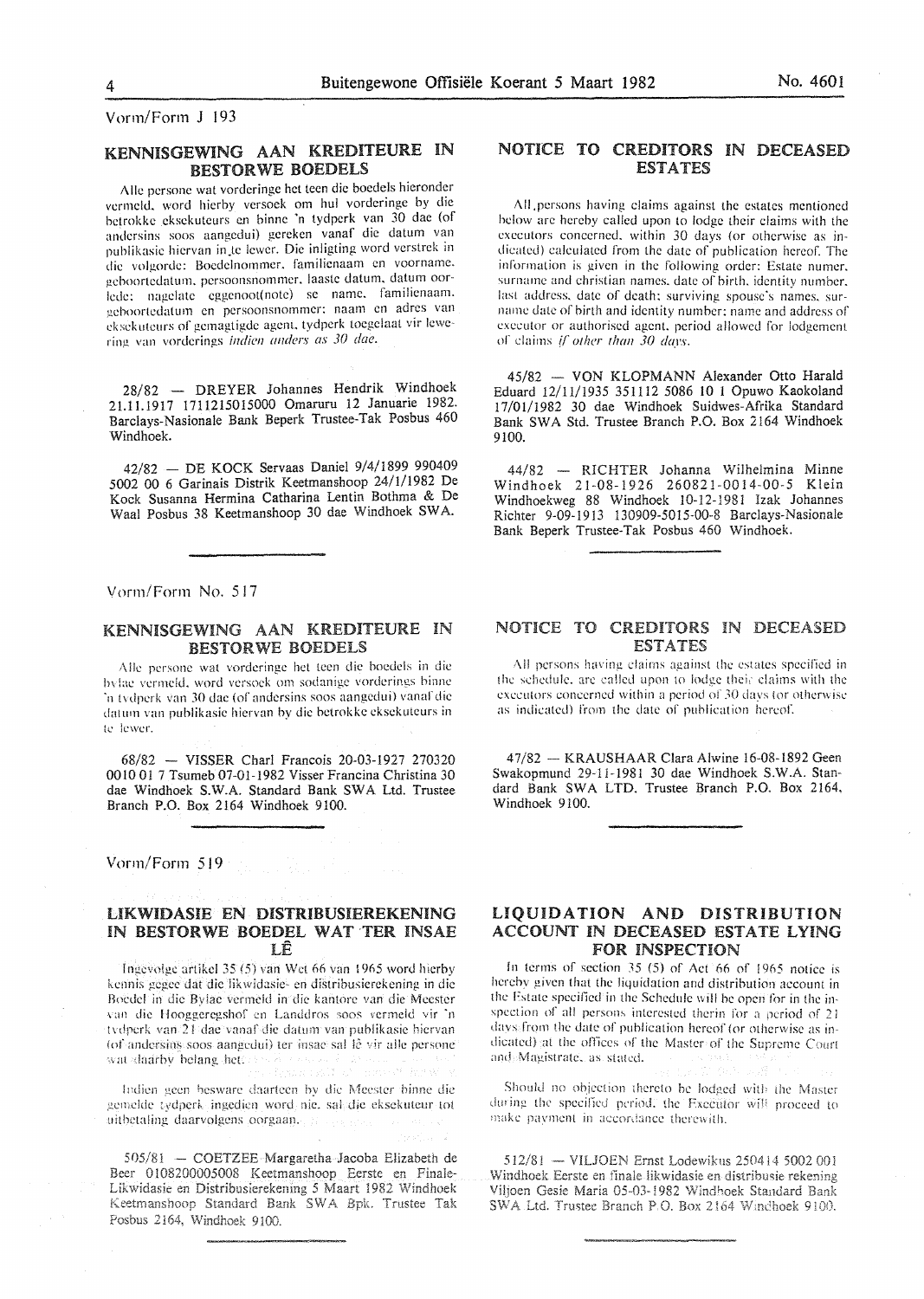Vorm/Form J 193

## KENNISGEWING AAN KREDITEURE IN BESTORWE BOEDELS

Alle persone wat vorderinge het teen die boedels hieronder vermeld, word hierby versoek om hul vorderinge by die betrokke eksekuteurs en binne 'n tydperk van 30 dae (of andersins soos aangedui) gereken vanaf die datum van publikasie hiervan in te lewer. Die inligting word verstrek in die volgorde: Boedelnommer, familienaam en voorname, geboortedatum, persoonsnommer, laaste datum, datum oorlede; nagelate eggenoot(note) se name, familienaam, geboortedatum en persoonsnommer; naam en adres van eksekuteurs of gemagtigde agent, tydperk toegelaat vir lewering van vorderings *indien anders as 30 dae.*

28/82 — DREYER Johannes Hendrik Windhoek 21.11.1917 1711215015000 Omaruru 12 Januarie 1982. Barclays-Nasionale Bank Beperk Trustee-Tak Posbus 460 Windhoek.

42/82 — DE KOCK Servaas Daniel 9/4/1899 990409 5002 00 6 Garinais Distrik Keetmanshoop 24/1/1982 De Kock Susanna Hermina Catharina Lentin Bothma & De Waal Posbus 38 Keetmanshoop 30 dae Windhoek SWA.

## NOTICE TO CREDITORS IN DECEASED ESTATES

All persons having claims against the estates mentioned below are hereby called upon to lodge their claims with the executors concerned, within 30 days (or otherwise as indicated) calculated from the date of publication hereof. The information is given in the following order: Estate numer, surname and christian names, date of birth, identity number, last address, date of death; surviving spouse's names, surname date of birth and identity number; name and address of executor or authorised agent, period allowed for lodgement of claims *if other than 30 days.*

45/82 — VON KLOPMANN Alexander Otto Harald Eduard 12/11/1935 351112 5086 10 1 Opuwo Kaokoland 17/01/1982 30 dae Windhoek Suidwes-Afrika Standard Bank SWA Std. Trustee Branch P.O. Box 2164 Windhoek 9100.

44/82 — RICHTER Johanna Wilhelmina Minne Windhoek 21-08-1926 260821-0014-00-5 Klein Windhoekweg 88 Windhoek 10-12-1981 Izak Johannes Richter 9-09-1913 130909-5015-00-8 Barclays-Nasionale Bank Beperk Trustee-Tak Posbus 460 Windhoek.

Vorm/Form No. 517

## KENNISGEWING AAN KREDITEURE IN BESTORWE BOEDELS

Alle persone wat vorderinge het teen die boedels in die bylae vermeld, word versoek om sodanige vorderings binne 'n tydperk van 30 dae (of andersins soos aangedui) vanaf die datum van publikasie hiervan by die betrokke eksekuteurs in te lewer.

68/82 — VISSER Charl Francois 20-03-1927 270320 0010 01 7 Tsumeb 07-01-1982 Visser Francina Christina 30 dae Windhoek S.W.A. Standard Bank SWA Ltd. Trustee Branch P.O. Box 2164 Windhoek 9100.

## NOTICE TO CREDITORS IN DECEASED ESTATES

All persons having claims against the estates specified in the schedule, are called upon to lodge their claims with the executors concerned within a period of 30 days (or otherwise as indicated) from the date of publication hereof.

47/82 — KRAUSHAAR Clara Alwine 16-08-1892 Geen Swakopmund 29-11-1981 30 dae Windhoek S.W.A. Standard Bank SWA LTD. Trustee Branch P.O. Box 2164, Windhoek 9100.

Vorm/Form 519

## LIKWIDASIE EN DISTRIBUSIEREKENING IN BESTORWE BOEDEL WAT TER INSAE LÊ

Ingevolge artikel 35 (5) van Wet 66 van 1965 word hierby kennis gegee dat die likwidasie- en distribusierekening in die Boedel in die Bylae vermeld in die kantore van die Meester van die Hooggeregshof en Landdros soos vermeld vir 'n tydperk van 21 dae vanaf die datum van publikasie hiervan (of andersins soos aangedui) ter insae sal lê vir alle persone wat daarby belang het.

Indien geen besware daarteen by die Meester binne die gemelde tydperk ingedien word nie, sal die eksekuteur tot uitbetaling daarvolgens oorgaan.

505/81 — COETZEE Margaretha Jacoba Elizabeth de Beer 0108200005008 Keetmanshoop Eerste en Finale-Likwidasie en Distribusierekening 5 Maart 1982 Windhoek Keetmanshoop Standard Bank SWA Bpk. Trustee Tak Posbus 2164, Windhoek 9100.

## LIQUIDATION AND DISTRIBUTION ACCOUNT IN DECEASED ESTATE LYING FOR INSPECTION

In terms of section 35 (5) of Act 66 of 1965 notice is hereby given that the liquidation and distribution account in the Estate specified in the Schedule will be open for in the inspection of all persons interested therin for a period of 21 days from the date of publication hereof (or otherwise as indicated) at the offices of the Master of the Supreme Court and Magistrate, as stated.

Should no objection thereto be lodged with the Master during the specified period, the Executor will proceed to make payment in accordance therewith.

512/81 — VILJOEN Ernst Lodewikus 250414 5002 001 Windhoek Eerste en finale likwidasie en distribusie rekening Viljoen Gesie Maria 05-03-1982 Windhoek Standard Bank SWA Ltd. Trustee Branch P.O. Box 2164 Windhoek 9100.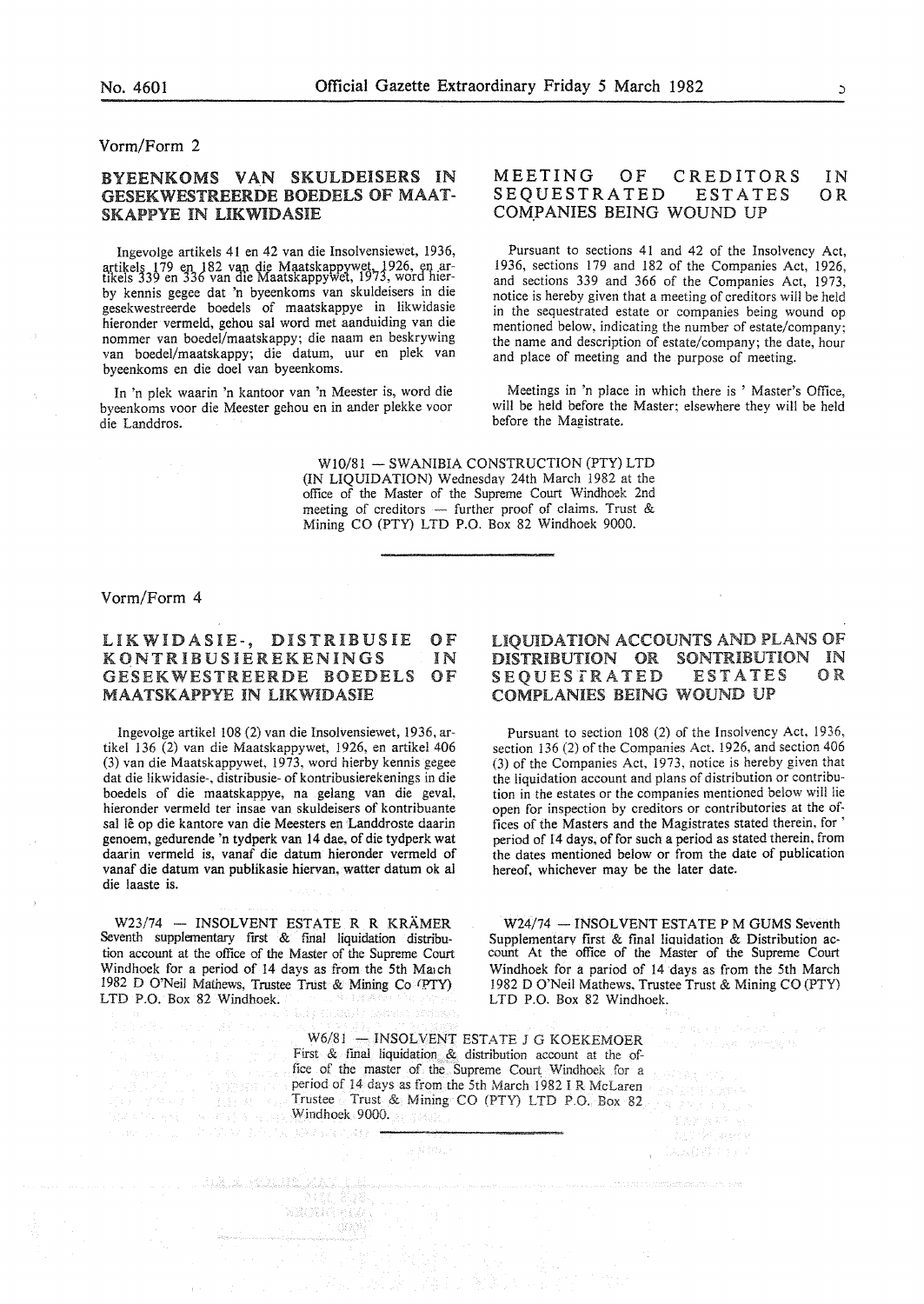Vorm/Form 2

## BYEENKOMS VAN SKULDEISERS IN GESEKWESTREERDE BOEDELS OF MAATSKAPPYE IN LIKWIDASIE

Ingevolge artikels 41 en 42 van die Insolvensiewet, 1936, artikels 179 en 182 van die Maatskappywet, 1926, en artikels 339 en 336 van die Maatskappywet, 1973, word hierby kennis gegee dat 'n byeenkoms van skuldeisers in die gesekwestreerde boedels of maatskappye in likwidasie hieronder vermeld, gehou sal word met aanduiding van die nommer van boedel/maatskappy; die naam en beskrywing van boedel/maatskappy; die datum, uur en plek van byeenkoms en die doel van byeenkoms.

In 'n plek waarin 'n kantoor van 'n Meester is, word die byeenkoms voor die Meester gehou en in ander plekke voor die Landdros.

## MEETING OF CREDITORS IN SEQUESTRATED ESTATES OR COMPANIES BEING WOUND UP

Pursuant to sections 41 and 42 of the Insolvency Act, 1936, sections 179 and 182 of the Companies Act, 1926, and sections 339 and 366 of the Companies Act, 1973, notice is hereby given that a meeting of creditors will be held in the sequestrated estate or companies being wound op mentioned below, indicating the number of estate/company; the name and description of estate/company; the date, hour and place of meeting and the purpose of meeting.

Meetings in 'n place in which there is ' Master's Office, will be held before the Master; elsewhere they will be held before the Magistrate.

W10/81 — SWANIBIA CONSTRUCTION (PTY) LTD (IN LIQUIDATION) Wednesday 24th March 1982 at the office of the Master of the Supreme Court Windhoek 2nd meeting of creditors — further proof of claims. Trust & Mining CO (PTY) LTD P.O. Box 82 Windhoek 9000.

---

Vorm/Form 4

## LIKWIDASIE-, DISTRIBUSIE OF KONTRIBUSIEREKENINGS IN GESEKWESTREERDE BOEDELS OF MAATSKAPPYE IN LIKWIDASIE

Ingevolge artikel 108 (2) van die Insolvensiewet, 1936, artikel 136 (2) van die Maatskappywet, 1926, en artikel 406 (3) van die Maatskappywet, 1973, word hierby kennis gegee dat die likwidasie-, distribusie- of kontribusierekenings in die boedels of die maatskappye, na gelang van die geval, hieronder vermeld ter insae van skuldeisers of kontribuante sal lê op die kantore van die Meesters en Landdroste daarin genoem, gedurende 'n tydperk van 14 dae, of die tydperk wat daarin vermeld is, vanaf die datum hieronder vermeld of vanaf die datum van publikasie hiervan, watter datum ok al die laaste is.

## LIQUIDATION ACCOUNTS AND PLANS OF DISTRIBUTION OR SONTRIBUTION IN SEQUESTRATED ESTATES OR COMPLANIES BEING WOUND UP

Pursuant to section 108 (2) of the Insolvency Act, 1936, section 136 (2) of the Companies Act, 1926, and section 406 (3) of the Companies Act, 1973, notice is hereby given that the liquidation account and plans of distribution or contribution in the estates or the companies mentioned below will lie open for inspection by creditors or contributories at the offices of the Masters and the Magistrates stated therein, for ' period of 14 days, of for such a period as stated therein, from the dates mentioned below or from the date of publication hereof, whichever may be the later date.

W23/74 — INSOLVENT ESTATE R R KRÄMER Seventh supplementary first & final liquidation distribution account at the office of the Master of the Supreme Court Windhoek for a period of 14 days as from the 5th March 1982 D O'Neil Mathews, Trustee Trust & Mining Co (PTY) LTD P.O. Box 82 Windhoek.

W24/74 — INSOLVENT ESTATE P M GUMS Seventh Supplementary first & final liquidation & Distribution account At the office of the Master of the Supreme Court Windhoek for a pariod of 14 days as from the 5th March 1982 D O'Neil Mathews, Trustee Trust & Mining CO (PTY) LTD P.O. Box 82 Windhoek.

W6/81 — INSOLVENT ESTATE J G KOEKEMOER First & final liquidation & distribution account at the office of the master of the Supreme Court Windhoek for a period of 14 days as from the 5th March 1982 I R McLaren Trustee Trust & Mining CO (PTY) LTD P.O. Box 82 Windhoek 9000.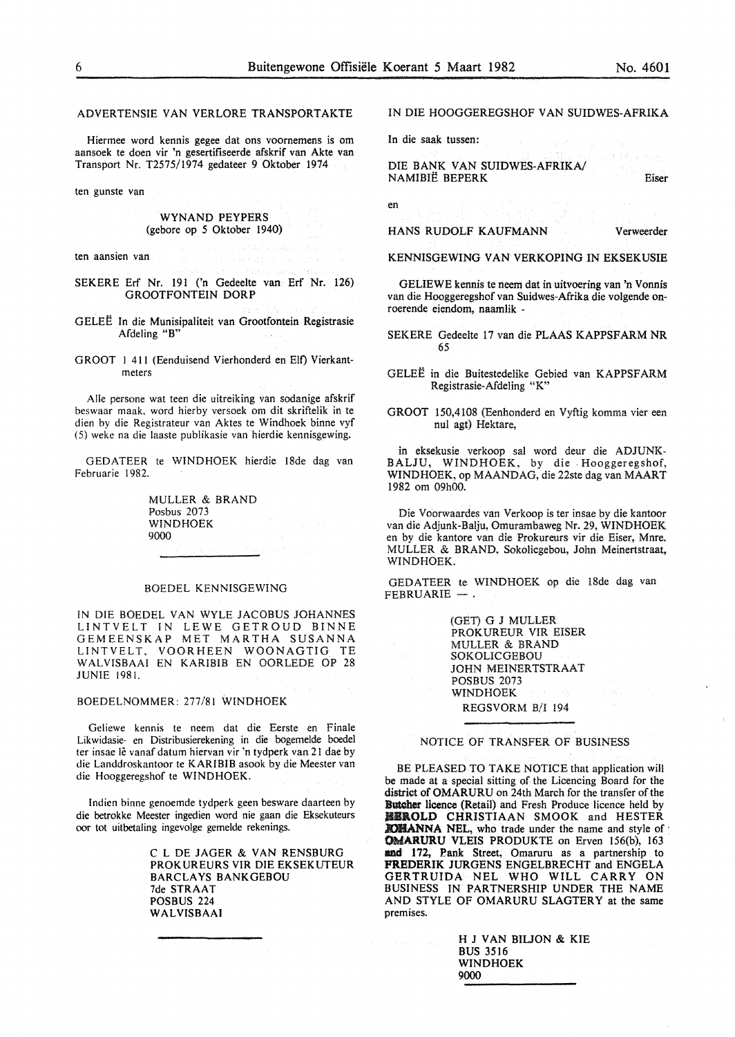## ADVERTENSIE VAN VERLORE TRANSPORTAKTE

Hiermee word kennis gegee dat ons voornemens is om aansoek te doen vir 'n gesertifiseerde afskrif van Akte van Transport Nr. T2575/1974 gedateer 9 Oktober 1974

ten gunste van

WYNAND PEYPERS
(gebore op 5 Oktober 1940)

ten aansien van

SEKERE Erf Nr. 191 ('n Gedeelte van Erf Nr. 126) GROOTFONTEIN DORP

GELEË In die Munisipaliteit van Grootfontein Registrasie Afdeling "B"

GROOT 1 411 (Eenduisend Vierhonderd en Elf) Vierkantmeters

Alle persone wat teen die uitreiking van sodanige afskrif beswaar maak, word hierby versoek om dit skriftelik in te dien by die Registrateur van Aktes te Windhoek binne vyf (5) weke na die laaste publikasie van hierdie kennisgewing.

GEDATEER te WINDHOEK hierdie 18de dag van Februarie 1982.

MULLER & BRAND
Posbus 2073
WINDHOEK
9000

---

## BOEDEL KENNISGEWING

IN DIE BOEDEL VAN WYLE JACOBUS JOHANNES LINTVELT IN LEWE GETROUD BINNE GEMEENSKAP MET MARTHA SUSANNA LINTVELT, VOORHEEN WOONAGTIG TE WALVISBAAI EN KARIBIB EN OORLEDE OP 28 JUNIE 1981.

BOEDELNOMMER: 277/81 WINDHOEK

Geliewe kennis te neem dat die Eerste en Finale Likwidasie- en Distribusierekening in die bogemelde boedel ter insae lê vanaf datum hiervan vir 'n tydperk van 21 dae by die Landdroskantoor te KARIBIB asook by die Meester van die Hooggeregshof te WINDHOEK.

Indien binne genoemde tydperk geen besware daarteen by die betrokke Meester ingedien word nie gaan die Eksekuteurs oor tot uitbetaling ingevolge gemelde rekenings.

C L DE JAGER & VAN RENSBURG
PROKUREURS VIR DIE EKSEKUTEUR
BARCLAYS BANKGEBOU
7de STRAAT
POSBUS 224
WALVISBAAI

---

## IN DIE HOOGGEREGSHOF VAN SUIDWES-AFRIKA

In die saak tussen:

DIE BANK VAN SUIDWES-AFRIKA/ NAMIBIË BEPERK — Eiser

en

HANS RUDOLF KAUFMANN — Verweerder

## KENNISGEWING VAN VERKOPING IN EKSEKUSIE

GELIEWE kennis te neem dat in uitvoering van 'n Vonnis van die Hooggeregshof van Suidwes-Afrika die volgende onroerende eiendom, naamlik -

SEKERE Gedeelte 17 van die PLAAS KAPPSFARM NR 65

GELEË in die Buitestedelike Gebied van KAPPSFARM Registrasie-Afdeling "K"

GROOT 150,4108 (Eenhonderd en Vyftig komma vier een nul agt) Hektare,

in eksekusie verkoop sal word deur die ADJUNK-BALJU, WINDHOEK, by die Hooggeregshof, WINDHOEK, op MAANDAG, die 22ste dag van MAART 1982 om 09h00.

Die Voorwaardes van Verkoop is ter insae by die kantoor van die Adjunk-Balju, Omurambaweg Nr. 29, WINDHOEK en by die kantore van die Prokureurs vir die Eiser, Mnre. MULLER & BRAND, Sokolicgebou, John Meinertstraat, WINDHOEK.

GEDATEER te WINDHOEK op die 18de dag van FEBRUARIE — .

(GET) G J MULLER
PROKUREUR VIR EISER
MULLER & BRAND
SOKOLICGEBOU
JOHN MEINERTSTRAAT
POSBUS 2073
WINDHOEK
REGSVORM B/I 194

---

## NOTICE OF TRANSFER OF BUSINESS

BE PLEASED TO TAKE NOTICE that application will be made at a special sitting of the Licencing Board for the district of OMARURU on 24th March for the transfer of the Butcher licence (Retail) and Fresh Produce licence held by HEROLD CHRISTIAAN SMOOK and HESTER JOHANNA NEL, who trade under the name and style of OMARURU VLEIS PRODUKTE on Erven 156(b), 163 and 172, Bank Street, Omaruru as a partnership to FREDERIK JURGENS ENGELBRECHT and ENGELA GERTRUIDA NEL WHO WILL CARRY ON BUSINESS IN PARTNERSHIP UNDER THE NAME AND STYLE OF OMARURU SLAGTERY at the same premises.

H J VAN BILJON & KIE
BUS 3516
WINDHOEK
9000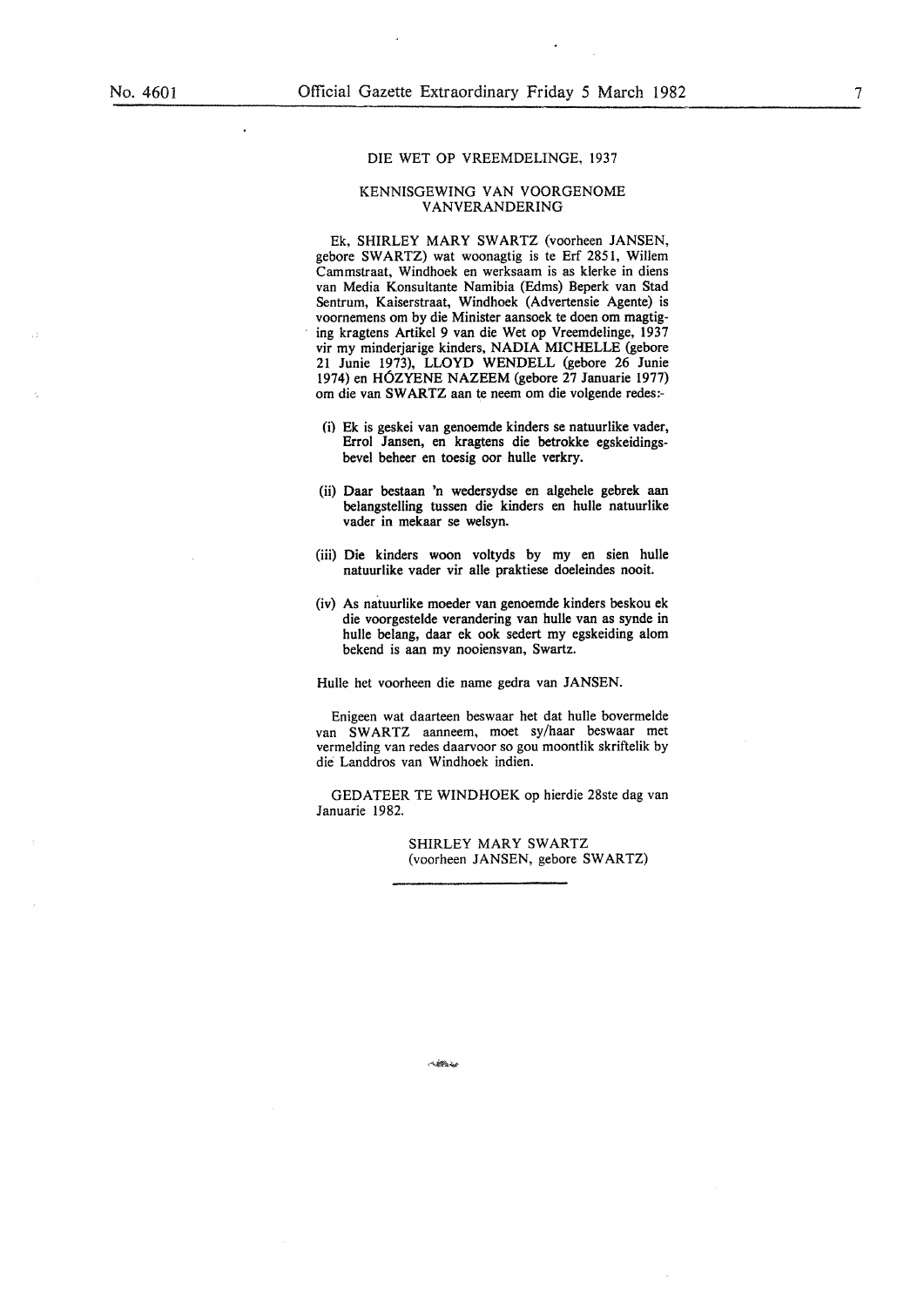## DIE WET OP VREEMDELINGE, 1937

### KENNISGEWING VAN VOORGENOME VANVERANDERING

Ek, SHIRLEY MARY SWARTZ (voorheen JANSEN, gebore SWARTZ) wat woonagtig is te Erf 2851, Willem Cammstraat, Windhoek en werksaam is as klerke in diens van Media Konsultante Namibia (Edms) Beperk van Stad Sentrum, Kaiserstraat, Windhoek (Advertensie Agente) is voornemens om by die Minister aansoek te doen om magtiging kragtens Artikel 9 van die Wet op Vreemdelinge, 1937 vir my minderjarige kinders, NADIA MICHELLE (gebore 21 Junie 1973), LLOYD WENDELL (gebore 26 Junie 1974) en HÓZYENE NAZEEM (gebore 27 Januarie 1977) om die van SWARTZ aan te neem om die volgende redes:-

(i) Ek is geskei van genoemde kinders se natuurlike vader, Errol Jansen, en kragtens die betrokke egskeidingsbevel beheer en toesig oor hulle verkry.

(ii) Daar bestaan 'n wedersydse en algehele gebrek aan belangstelling tussen die kinders en hulle natuurlike vader in mekaar se welsyn.

(iii) Die kinders woon voltyds by my en sien hulle natuurlike vader vir alle praktiese doeleindes nooit.

(iv) As natuurlike moeder van genoemde kinders beskou ek die voorgestelde verandering van hulle van as synde in hulle belang, daar ek ook sedert my egskeiding alom bekend is aan my nooiensvan, Swartz.

Hulle het voorheen die name gedra van JANSEN.

Enigeen wat daarteen beswaar het dat hulle bovermelde van SWARTZ aanneem, moet sy/haar beswaar met vermelding van redes daarvoor so gou moontlik skriftelik by die Landdros van Windhoek indien.

GEDATEER TE WINDHOEK op hierdie 28ste dag van Januarie 1982.

SHIRLEY MARY SWARTZ
(voorheen JANSEN, gebore SWARTZ)